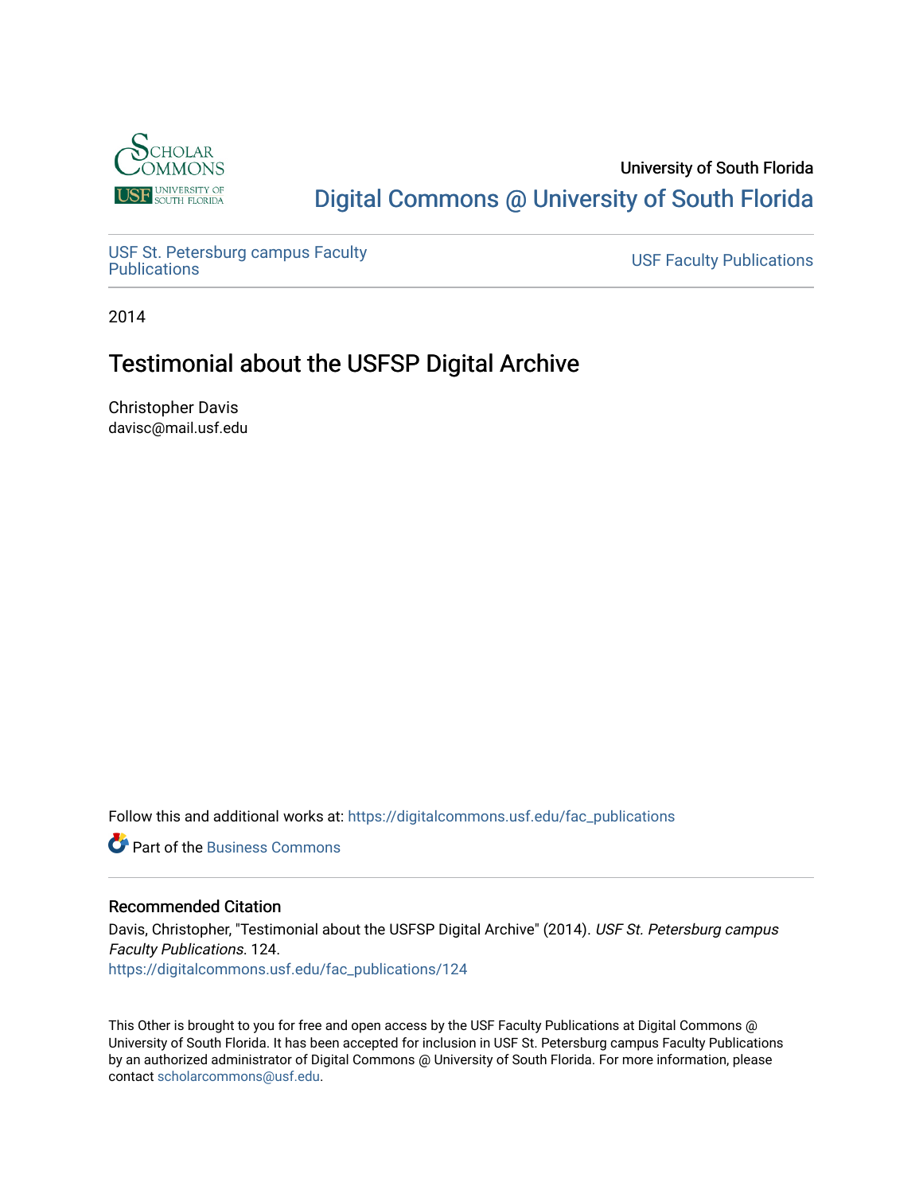University of South Florida

# Digital Commons @ University of South Florida

USF St. Petersburg campus Faculty Publications

USF Faculty Publications

2014

## Testimonial about the USFSP Digital Archive

Christopher Davis
davisc@mail.usf.edu

Follow this and additional works at: https://digitalcommons.usf.edu/fac_publications

Part of the Business Commons

### Recommended Citation

Davis, Christopher, "Testimonial about the USFSP Digital Archive" (2014). *USF St. Petersburg campus Faculty Publications*. 124.
https://digitalcommons.usf.edu/fac_publications/124

This Other is brought to you for free and open access by the USF Faculty Publications at Digital Commons @ University of South Florida. It has been accepted for inclusion in USF St. Petersburg campus Faculty Publications by an authorized administrator of Digital Commons @ University of South Florida. For more information, please contact scholarcommons@usf.edu.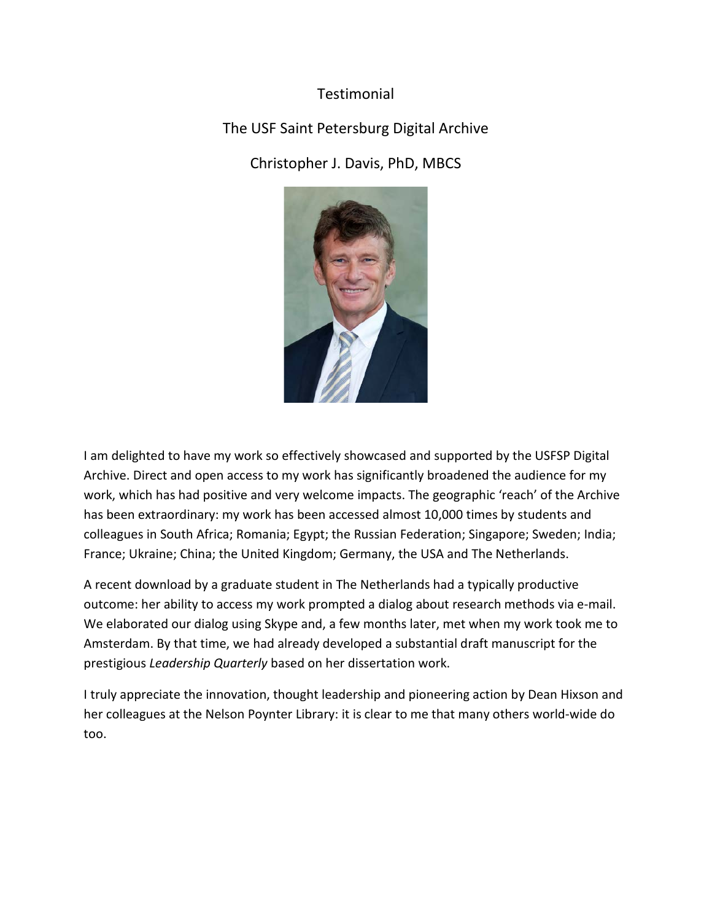# Testimonial

## The USF Saint Petersburg Digital Archive

### Christopher J. Davis, PhD, MBCS

I am delighted to have my work so effectively showcased and supported by the USFSP Digital Archive. Direct and open access to my work has significantly broadened the audience for my work, which has had positive and very welcome impacts. The geographic 'reach' of the Archive has been extraordinary: my work has been accessed almost 10,000 times by students and colleagues in South Africa; Romania; Egypt; the Russian Federation; Singapore; Sweden; India; France; Ukraine; China; the United Kingdom; Germany, the USA and The Netherlands.

A recent download by a graduate student in The Netherlands had a typically productive outcome: her ability to access my work prompted a dialog about research methods via e-mail. We elaborated our dialog using Skype and, a few months later, met when my work took me to Amsterdam. By that time, we had already developed a substantial draft manuscript for the prestigious *Leadership Quarterly* based on her dissertation work.

I truly appreciate the innovation, thought leadership and pioneering action by Dean Hixson and her colleagues at the Nelson Poynter Library: it is clear to me that many others world-wide do too.